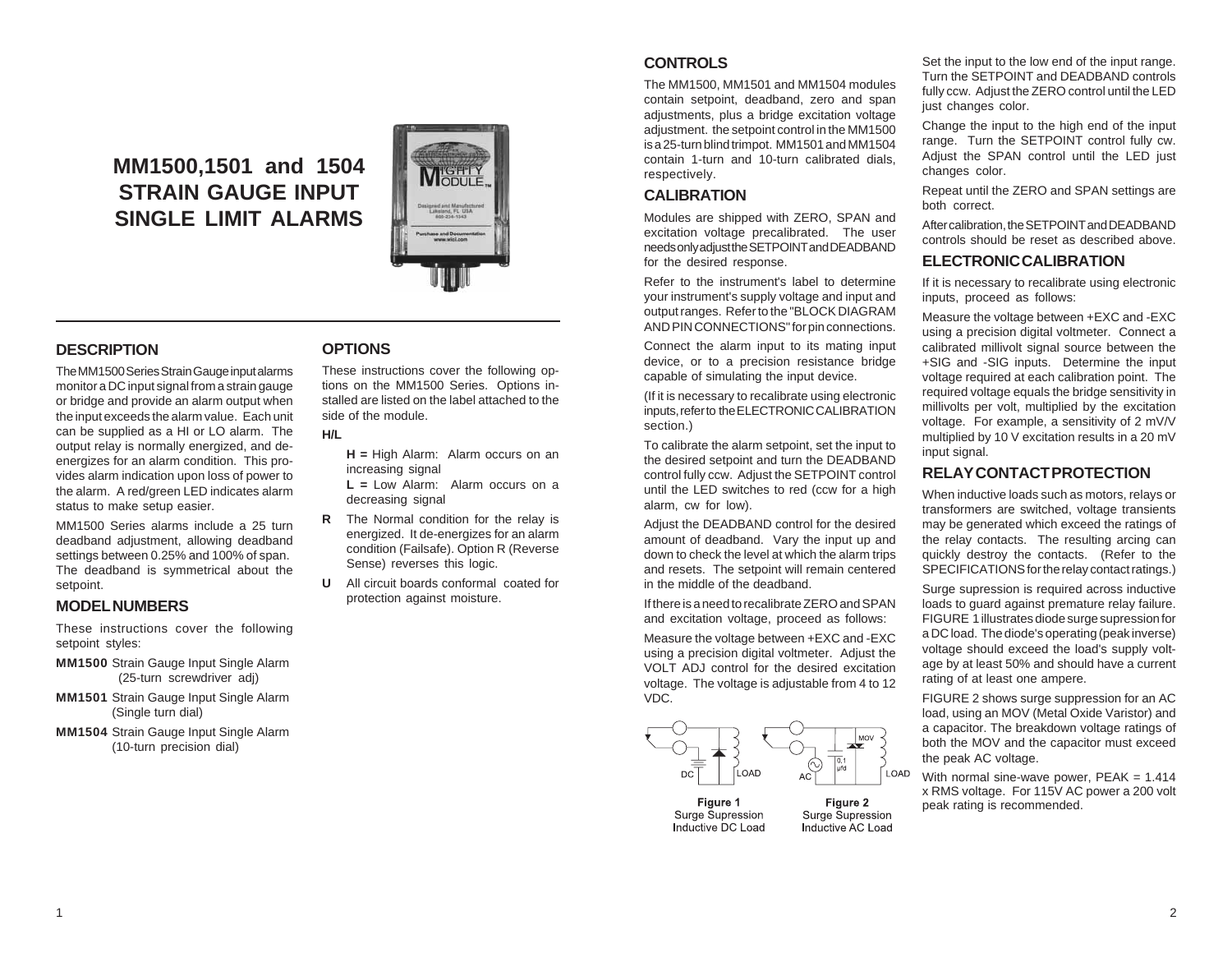# MM1500,1501 and 1504 STRAIN GAUGE INPUT SINGLE LIMIT ALARMS

## DESCRIPTION

The MM1500 Series Strain Gauge input alarms monitor a DC input signal from a strain gauge or bridge and provide an alarm output when the input exceeds the alarm value. Each unit can be supplied as a HI or LO alarm. The output relay is normally energized, and de-energizes for an alarm condition. This provides alarm indication upon loss of power to the alarm. A red/green LED indicates alarm status to make setup easier.

MM1500 Series alarms include a 25 turn deadband adjustment, allowing deadband settings between 0.25% and 100% of span. The deadband is symmetrical about the setpoint.

## MODEL NUMBERS

These instructions cover the following setpoint styles:

**MM1500** Strain Gauge Input Single Alarm (25-turn screwdriver adj)

**MM1501** Strain Gauge Input Single Alarm (Single turn dial)

**MM1504** Strain Gauge Input Single Alarm (10-turn precision dial)

## OPTIONS

These instructions cover the following options on the MM1500 Series. Options installed are listed on the label attached to the side of the module.

**H/L**

**H =** High Alarm: Alarm occurs on an increasing signal

**L =** Low Alarm: Alarm occurs on a decreasing signal

**R** The Normal condition for the relay is energized. It de-energizes for an alarm condition (Failsafe). Option R (Reverse Sense) reverses this logic.

**U** All circuit boards conformal coated for protection against moisture.

## CONTROLS

The MM1500, MM1501 and MM1504 modules contain setpoint, deadband, zero and span adjustments, plus a bridge excitation voltage adjustment. the setpoint control in the MM1500 is a 25-turn blind trimpot. MM1501 and MM1504 contain 1-turn and 10-turn calibrated dials, respectively.

## CALIBRATION

Modules are shipped with ZERO, SPAN and excitation voltage precalibrated. The user needs only adjust the SETPOINT and DEADBAND for the desired response.

Refer to the instrument's label to determine your instrument's supply voltage and input and output ranges. Refer to the "BLOCK DIAGRAM AND PIN CONNECTIONS" for pin connections.

Connect the alarm input to its mating input device, or to a precision resistance bridge capable of simulating the input device.

(If it is necessary to recalibrate using electronic inputs, refer to the ELECTRONIC CALIBRATION section.)

To calibrate the alarm setpoint, set the input to the desired setpoint and turn the DEADBAND control fully ccw. Adjust the SETPOINT control until the LED switches to red (ccw for a high alarm, cw for low).

Adjust the DEADBAND control for the desired amount of deadband. Vary the input up and down to check the level at which the alarm trips and resets. The setpoint will remain centered in the middle of the deadband.

If there is a need to recalibrate ZERO and SPAN and excitation voltage, proceed as follows:

Measure the voltage between +EXC and -EXC using a precision digital voltmeter. Adjust the VOLT ADJ control for the desired excitation voltage. The voltage is adjustable from 4 to 12 VDC.

Figure 1
Surge Supression
Inductive DC Load

Figure 2
Surge Supression
Inductive AC Load

Set the input to the low end of the input range. Turn the SETPOINT and DEADBAND controls fully ccw. Adjust the ZERO control until the LED just changes color.

Change the input to the high end of the input range. Turn the SETPOINT control fully cw. Adjust the SPAN control until the LED just changes color.

Repeat until the ZERO and SPAN settings are both correct.

After calibration, the SETPOINT and DEADBAND controls should be reset as described above.

## ELECTRONIC CALIBRATION

If it is necessary to recalibrate using electronic inputs, proceed as follows:

Measure the voltage between +EXC and -EXC using a precision digital voltmeter. Connect a calibrated millivolt signal source between the +SIG and -SIG inputs. Determine the input voltage required at each calibration point. The required voltage equals the bridge sensitivity in millivolts per volt, multiplied by the excitation voltage. For example, a sensitivity of 2 mV/V multiplied by 10 V excitation results in a 20 mV input signal.

## RELAY CONTACT PROTECTION

When inductive loads such as motors, relays or transformers are switched, voltage transients may be generated which exceed the ratings of the relay contacts. The resulting arcing can quickly destroy the contacts. (Refer to the SPECIFICATIONS for the relay contact ratings.)

Surge supression is required across inductive loads to guard against premature relay failure. FIGURE 1 illustrates diode surge supression for a DC load. The diode's operating (peak inverse) voltage should exceed the load's supply voltage by at least 50% and should have a current rating of at least one ampere.

FIGURE 2 shows surge suppression for an AC load, using an MOV (Metal Oxide Varistor) and a capacitor. The breakdown voltage ratings of both the MOV and the capacitor must exceed the peak AC voltage.

With normal sine-wave power, PEAK = 1.414 x RMS voltage. For 115V AC power a 200 volt peak rating is recommended.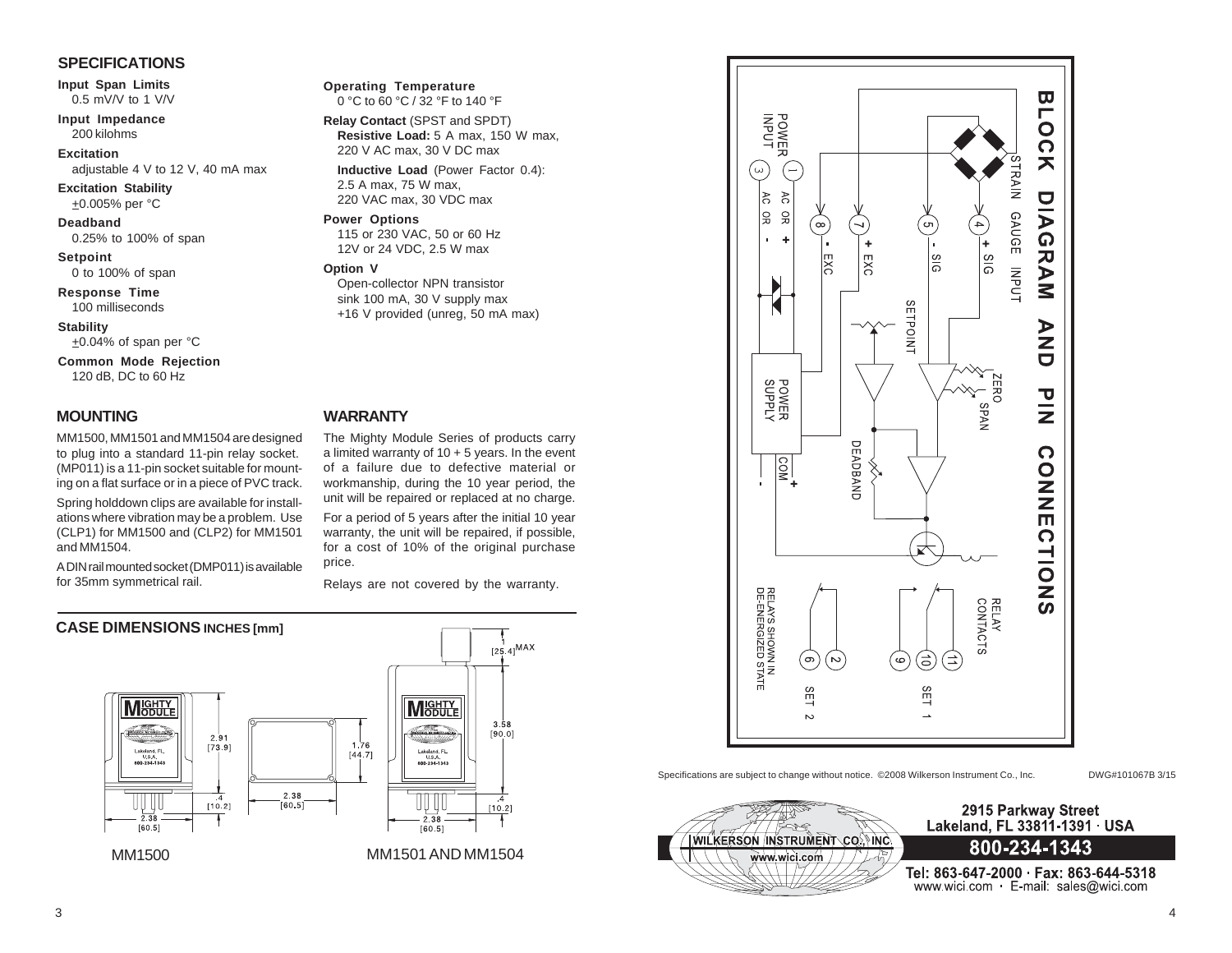## SPECIFICATIONS

**Input Span Limits**
0.5 mV/V to 1 V/V

**Input Impedance**
200 kilohms

**Excitation**
adjustable 4 V to 12 V, 40 mA max

**Excitation Stability**
±0.005% per °C

**Deadband**
0.25% to 100% of span

**Setpoint**
0 to 100% of span

**Response Time**
100 milliseconds

**Stability**
±0.04% of span per °C

**Common Mode Rejection**
120 dB, DC to 60 Hz

**Operating Temperature**
0 °C to 60 °C / 32 °F to 140 °F

**Relay Contact** (SPST and SPDT)
**Resistive Load:** 5 A max, 150 W max, 220 V AC max, 30 V DC max

**Inductive Load** (Power Factor 0.4): 2.5 A max, 75 W max, 220 VAC max, 30 VDC max

**Power Options**
115 or 230 VAC, 50 or 60 Hz
12V or 24 VDC, 2.5 W max

**Option V**
Open-collector NPN transistor
sink 100 mA, 30 V supply max
+16 V provided (unreg, 50 mA max)

## MOUNTING

MM1500, MM1501 and MM1504 are designed to plug into a standard 11-pin relay socket. (MP011) is a 11-pin socket suitable for mounting on a flat surface or in a piece of PVC track.

Spring holddown clips are available for installations where vibration may be a problem. Use (CLP1) for MM1500 and (CLP2) for MM1501 and MM1504.

A DIN rail mounted socket (DMP011) is available for 35mm symmetrical rail.

## WARRANTY

The Mighty Module Series of products carry a limited warranty of 10 + 5 years. In the event of a failure due to defective material or workmanship, during the 10 year period, the unit will be repaired or replaced at no charge.

For a period of 5 years after the initial 10 year warranty, the unit will be repaired, if possible, for a cost of 10% of the original purchase price.

Relays are not covered by the warranty.

## CASE DIMENSIONS INCHES [mm]

MIGHTY MODULE
Lakeland, FL U.S.A. 800-234-1343
2.91 [73.9]
.4 [10.2]
2.38 [60.5]
1.76 [44.7]
2.38 [60.5]
MM1500

1 [25.4] MAX
3.58 [90.0]
.4 [10.2]
2.38 [60.5]
MM1501 AND MM1504

## BLOCK DIAGRAM AND PIN CONNECTIONS

STRAIN GAUGE INPUT
4 + SIG
5 - SIG
7 + EXC
8 - EXC
POWER INPUT
1 AC OR +
3 AC OR -
SETPOINT
ZERO
SPAN
POWER SUPPLY
COM
+
-
DEADBAND
RELAY CONTACTS
11
10
9
SET 1
2
6
SET 2
RELAYS SHOWN IN DE-ENERGIZED STATE

Specifications are subject to change without notice. ©2008 Wilkerson Instrument Co., Inc.

DWG#101067B 3/15

WILKERSON INSTRUMENT CO., INC.
www.wici.com
2915 Parkway Street
Lakeland, FL 33811-1391 · USA
800-234-1343
Tel: 863-647-2000 · Fax: 863-644-5318
www.wici.com · E-mail: sales@wici.com